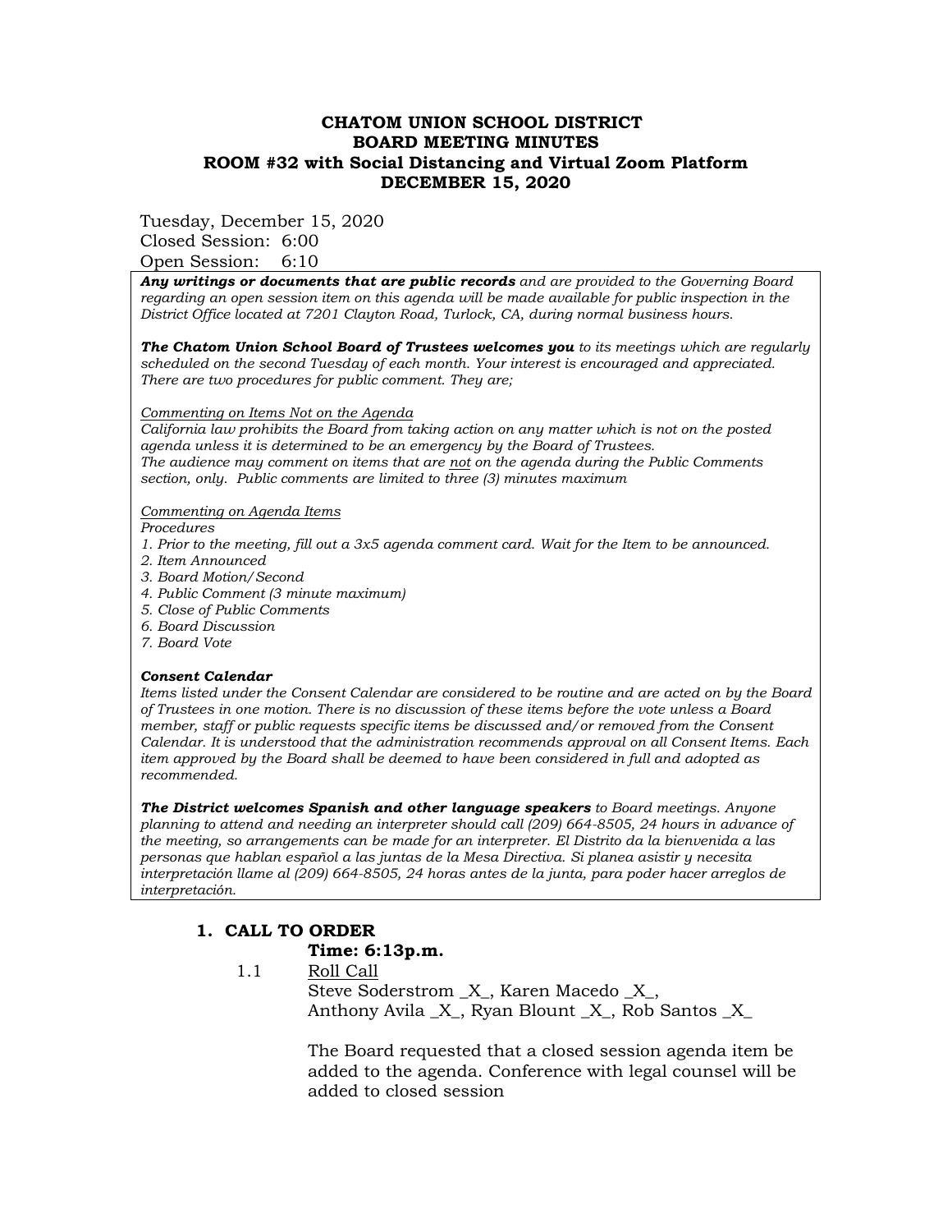# CHATOM UNION SCHOOL DISTRICT
## BOARD MEETING MINUTES
## ROOM #32 with Social Distancing and Virtual Zoom Platform
## DECEMBER 15, 2020

Tuesday, December 15, 2020
Closed Session: 6:00
Open Session: 6:10

***Any writings or documents that are public records*** *and are provided to the Governing Board regarding an open session item on this agenda will be made available for public inspection in the District Office located at 7201 Clayton Road, Turlock, CA, during normal business hours.*

***The Chatom Union School Board of Trustees welcomes you*** *to its meetings which are regularly scheduled on the second Tuesday of each month. Your interest is encouraged and appreciated. There are two procedures for public comment. They are;*

*Commenting on Items Not on the Agenda*
*California law prohibits the Board from taking action on any matter which is not on the posted agenda unless it is determined to be an emergency by the Board of Trustees.*
*The audience may comment on items that are not on the agenda during the Public Comments section, only. Public comments are limited to three (3) minutes maximum*

*Commenting on Agenda Items*
*Procedures*
1. *Prior to the meeting, fill out a 3x5 agenda comment card. Wait for the Item to be announced.*
2. *Item Announced*
3. *Board Motion/Second*
4. *Public Comment (3 minute maximum)*
5. *Close of Public Comments*
6. *Board Discussion*
7. *Board Vote*

***Consent Calendar***
*Items listed under the Consent Calendar are considered to be routine and are acted on by the Board of Trustees in one motion. There is no discussion of these items before the vote unless a Board member, staff or public requests specific items be discussed and/or removed from the Consent Calendar. It is understood that the administration recommends approval on all Consent Items. Each item approved by the Board shall be deemed to have been considered in full and adopted as recommended.*

***The District welcomes Spanish and other language speakers*** *to Board meetings. Anyone planning to attend and needing an interpreter should call (209) 664-8505, 24 hours in advance of the meeting, so arrangements can be made for an interpreter. El Distrito da la bienvenida a las personas que hablan español a las juntas de la Mesa Directiva. Si planea asistir y necesita interpretación llame al (209) 664-8505, 24 horas antes de la junta, para poder hacer arreglos de interpretación.*

## 1. CALL TO ORDER

**Time: 6:13p.m.**

1.1 Roll Call

Steve Soderstrom _X_, Karen Macedo _X_,
Anthony Avila _X_, Ryan Blount _X_, Rob Santos _X_

The Board requested that a closed session agenda item be added to the agenda. Conference with legal counsel will be added to closed session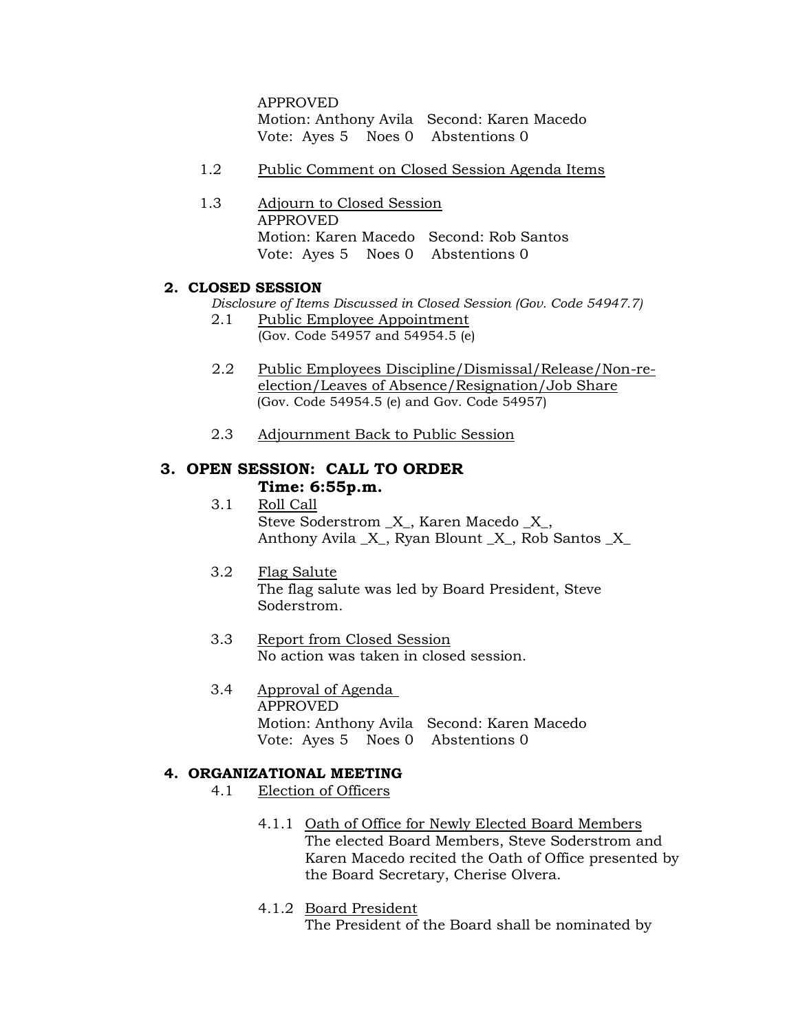APPROVED
Motion: Anthony Avila   Second: Karen Macedo
Vote: Ayes 5   Noes 0   Abstentions 0

1.2 Public Comment on Closed Session Agenda Items

1.3 Adjourn to Closed Session
APPROVED
Motion: Karen Macedo   Second: Rob Santos
Vote: Ayes 5   Noes 0   Abstentions 0

## 2. CLOSED SESSION

*Disclosure of Items Discussed in Closed Session (Gov. Code 54947.7)*

2.1 Public Employee Appointment
(Gov. Code 54957 and 54954.5 (e)

2.2 Public Employees Discipline/Dismissal/Release/Non-re-election/Leaves of Absence/Resignation/Job Share
(Gov. Code 54954.5 (e) and Gov. Code 54957)

2.3 Adjournment Back to Public Session

## 3. OPEN SESSION: CALL TO ORDER

**Time: 6:55p.m.**

3.1 Roll Call
Steve Soderstrom _X_, Karen Macedo _X_,
Anthony Avila _X_, Ryan Blount _X_, Rob Santos _X_

3.2 Flag Salute
The flag salute was led by Board President, Steve Soderstrom.

3.3 Report from Closed Session
No action was taken in closed session.

3.4 Approval of Agenda
APPROVED
Motion: Anthony Avila   Second: Karen Macedo
Vote: Ayes 5   Noes 0   Abstentions 0

## 4. ORGANIZATIONAL MEETING

4.1 Election of Officers

4.1.1 Oath of Office for Newly Elected Board Members
The elected Board Members, Steve Soderstrom and Karen Macedo recited the Oath of Office presented by the Board Secretary, Cherise Olvera.

4.1.2 Board President
The President of the Board shall be nominated by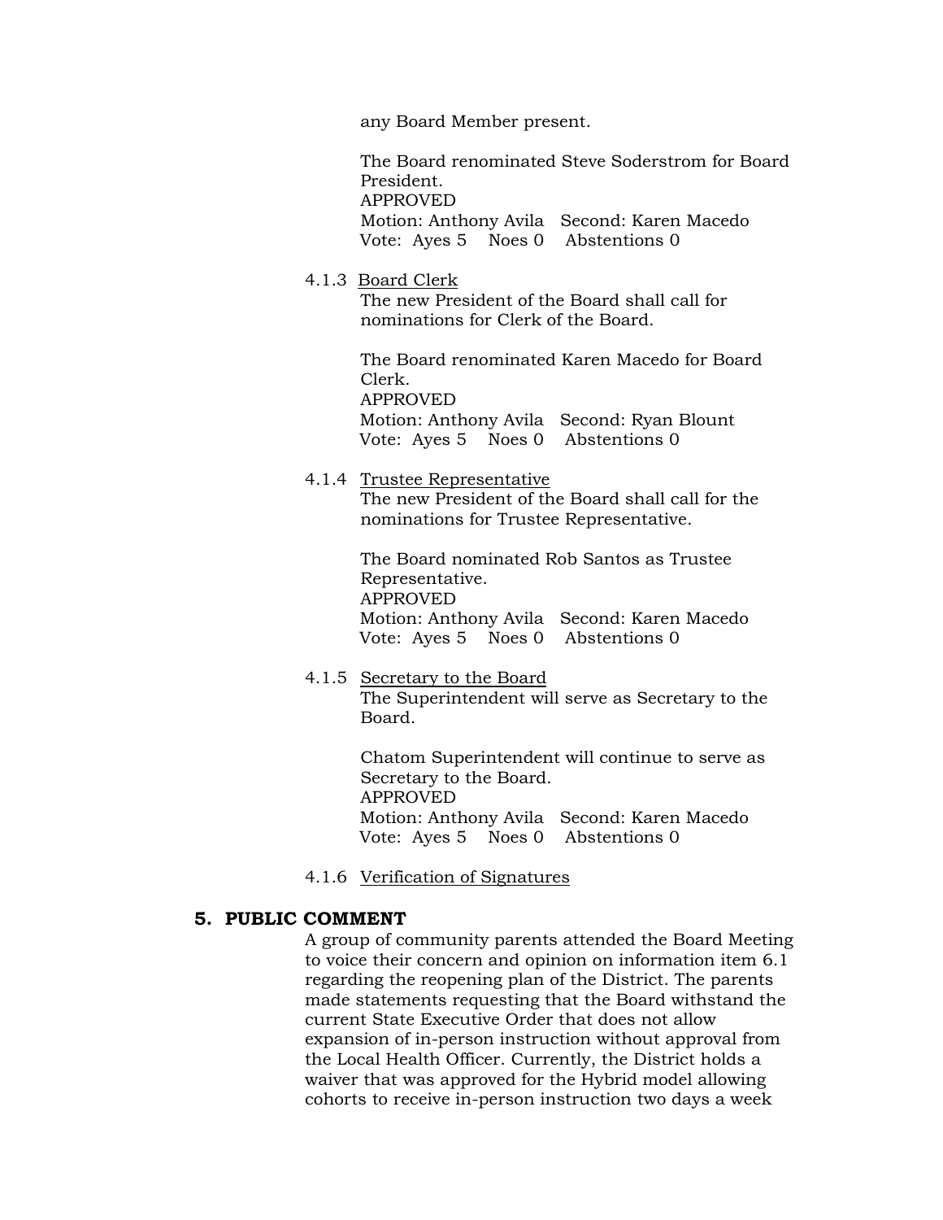any Board Member present.

The Board renominated Steve Soderstrom for Board President.
APPROVED
Motion: Anthony Avila   Second: Karen Macedo
Vote: Ayes 5   Noes 0   Abstentions 0

4.1.3 Board Clerk
The new President of the Board shall call for nominations for Clerk of the Board.

The Board renominated Karen Macedo for Board Clerk.
APPROVED
Motion: Anthony Avila   Second: Ryan Blount
Vote: Ayes 5   Noes 0   Abstentions 0

4.1.4 Trustee Representative
The new President of the Board shall call for the nominations for Trustee Representative.

The Board nominated Rob Santos as Trustee Representative.
APPROVED
Motion: Anthony Avila   Second: Karen Macedo
Vote: Ayes 5   Noes 0   Abstentions 0

4.1.5 Secretary to the Board
The Superintendent will serve as Secretary to the Board.

Chatom Superintendent will continue to serve as Secretary to the Board.
APPROVED
Motion: Anthony Avila   Second: Karen Macedo
Vote: Ayes 5   Noes 0   Abstentions 0

4.1.6 Verification of Signatures

## 5. PUBLIC COMMENT

A group of community parents attended the Board Meeting to voice their concern and opinion on information item 6.1 regarding the reopening plan of the District. The parents made statements requesting that the Board withstand the current State Executive Order that does not allow expansion of in-person instruction without approval from the Local Health Officer. Currently, the District holds a waiver that was approved for the Hybrid model allowing cohorts to receive in-person instruction two days a week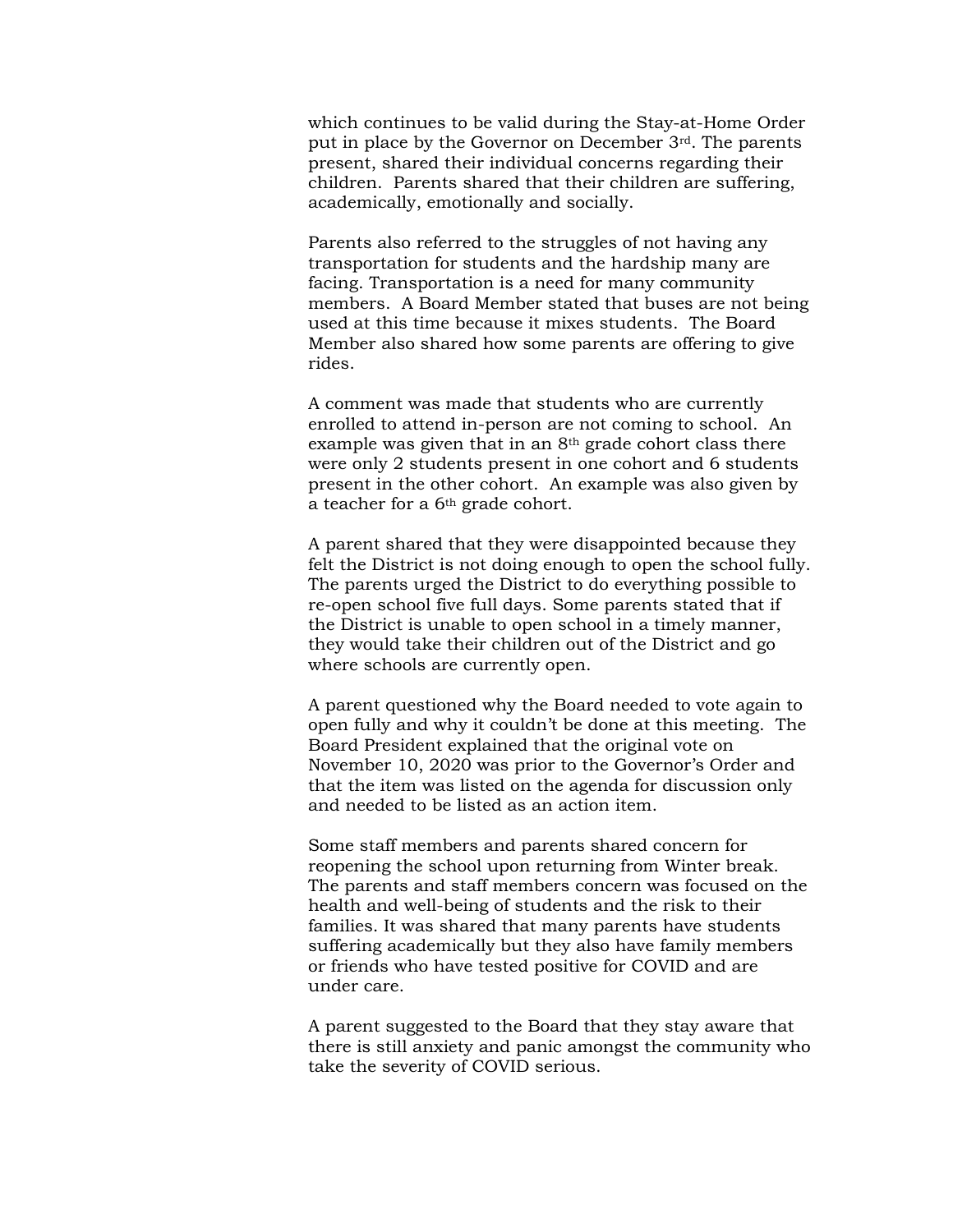which continues to be valid during the Stay-at-Home Order put in place by the Governor on December 3rd. The parents present, shared their individual concerns regarding their children. Parents shared that their children are suffering, academically, emotionally and socially.

Parents also referred to the struggles of not having any transportation for students and the hardship many are facing. Transportation is a need for many community members. A Board Member stated that buses are not being used at this time because it mixes students. The Board Member also shared how some parents are offering to give rides.

A comment was made that students who are currently enrolled to attend in-person are not coming to school. An example was given that in an 8th grade cohort class there were only 2 students present in one cohort and 6 students present in the other cohort. An example was also given by a teacher for a 6th grade cohort.

A parent shared that they were disappointed because they felt the District is not doing enough to open the school fully. The parents urged the District to do everything possible to re-open school five full days. Some parents stated that if the District is unable to open school in a timely manner, they would take their children out of the District and go where schools are currently open.

A parent questioned why the Board needed to vote again to open fully and why it couldn't be done at this meeting. The Board President explained that the original vote on November 10, 2020 was prior to the Governor's Order and that the item was listed on the agenda for discussion only and needed to be listed as an action item.

Some staff members and parents shared concern for reopening the school upon returning from Winter break. The parents and staff members concern was focused on the health and well-being of students and the risk to their families. It was shared that many parents have students suffering academically but they also have family members or friends who have tested positive for COVID and are under care.

A parent suggested to the Board that they stay aware that there is still anxiety and panic amongst the community who take the severity of COVID serious.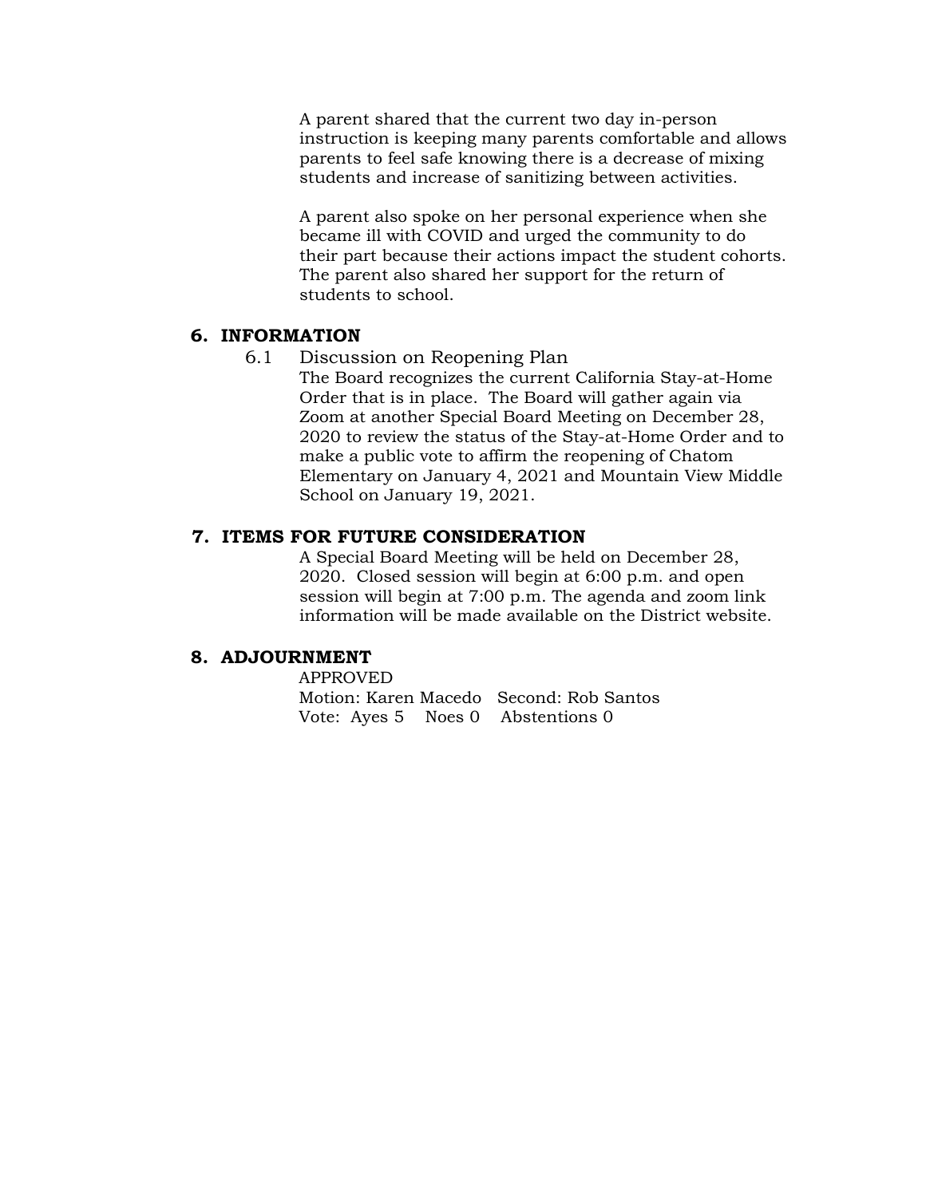A parent shared that the current two day in-person instruction is keeping many parents comfortable and allows parents to feel safe knowing there is a decrease of mixing students and increase of sanitizing between activities.

A parent also spoke on her personal experience when she became ill with COVID and urged the community to do their part because their actions impact the student cohorts. The parent also shared her support for the return of students to school.

## 6. INFORMATION

6.1 Discussion on Reopening Plan

The Board recognizes the current California Stay-at-Home Order that is in place. The Board will gather again via Zoom at another Special Board Meeting on December 28, 2020 to review the status of the Stay-at-Home Order and to make a public vote to affirm the reopening of Chatom Elementary on January 4, 2021 and Mountain View Middle School on January 19, 2021.

## 7. ITEMS FOR FUTURE CONSIDERATION

A Special Board Meeting will be held on December 28, 2020. Closed session will begin at 6:00 p.m. and open session will begin at 7:00 p.m. The agenda and zoom link information will be made available on the District website.

## 8. ADJOURNMENT

APPROVED
Motion: Karen Macedo Second: Rob Santos
Vote: Ayes 5 Noes 0 Abstentions 0